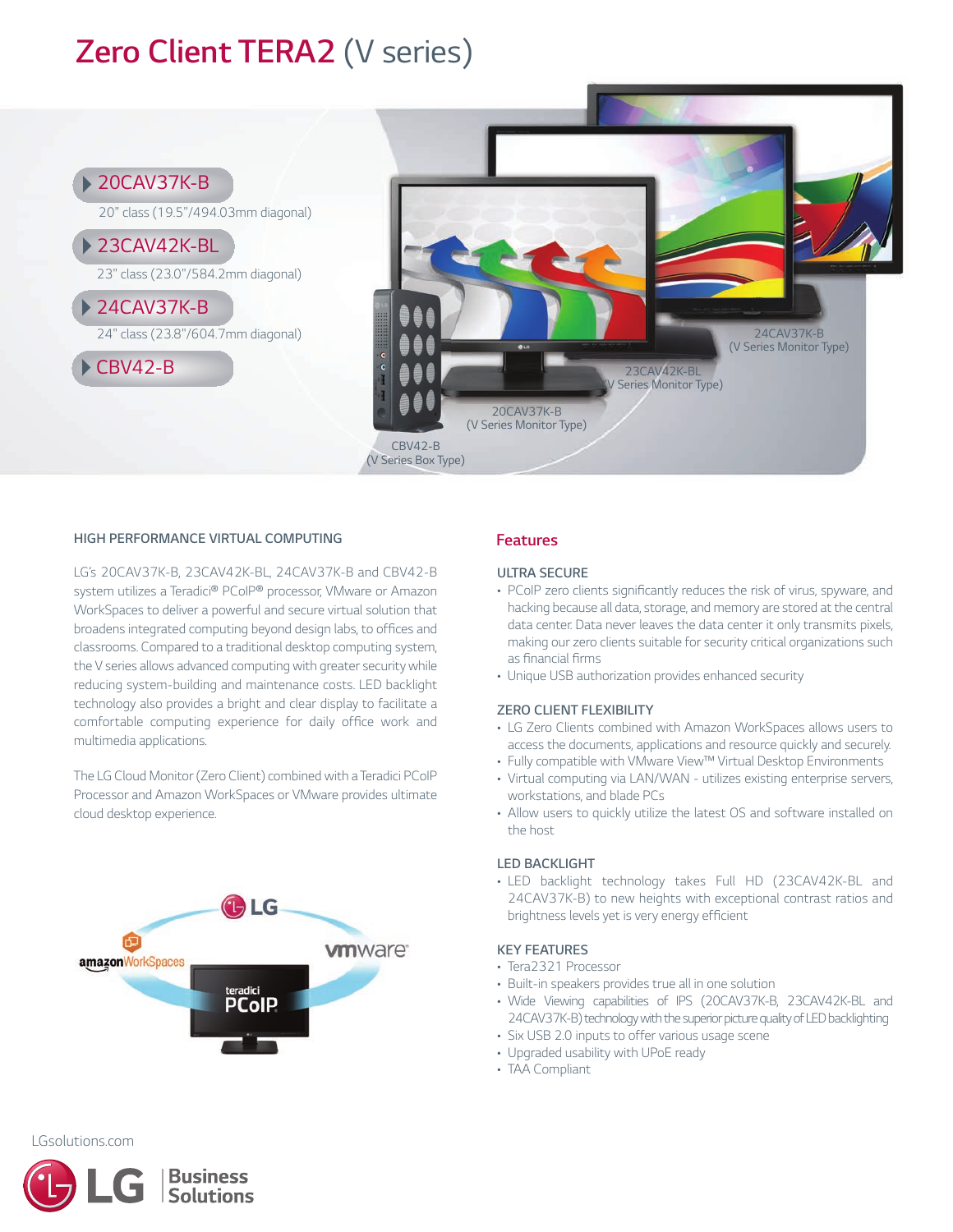# Zero Client TERA2 (V series)

- 20CAV37K-B
  20" class (19.5"/494.03mm diagonal)
- 23CAV42K-BL
  23" class (23.0"/584.2mm diagonal)
- 24CAV37K-B
  24" class (23.8"/604.7mm diagonal)
- CBV42-B

24CAV37K-B (V Series Monitor Type)

23CAV42K-BL (V Series Monitor Type)

20CAV37K-B (V Series Monitor Type)

CBV42-B (V Series Box Type)

## HIGH PERFORMANCE VIRTUAL COMPUTING

LG's 20CAV37K-B, 23CAV42K-BL, 24CAV37K-B and CBV42-B system utilizes a Teradici® PCoIP® processor, VMware or Amazon WorkSpaces to deliver a powerful and secure virtual solution that broadens integrated computing beyond design labs, to offices and classrooms. Compared to a traditional desktop computing system, the V series allows advanced computing with greater security while reducing system-building and maintenance costs. LED backlight technology also provides a bright and clear display to facilitate a comfortable computing experience for daily office work and multimedia applications.

The LG Cloud Monitor (Zero Client) combined with a Teradici PCoIP Processor and Amazon WorkSpaces or VMware provides ultimate cloud desktop experience.

## Features

### ULTRA SECURE

- PCoIP zero clients significantly reduces the risk of virus, spyware, and hacking because all data, storage, and memory are stored at the central data center. Data never leaves the data center it only transmits pixels, making our zero clients suitable for security critical organizations such as financial firms
- Unique USB authorization provides enhanced security

### ZERO CLIENT FLEXIBILITY

- LG Zero Clients combined with Amazon WorkSpaces allows users to access the documents, applications and resource quickly and securely.
- Fully compatible with VMware View™ Virtual Desktop Environments
- Virtual computing via LAN/WAN - utilizes existing enterprise servers, workstations, and blade PCs
- Allow users to quickly utilize the latest OS and software installed on the host

### LED BACKLIGHT

- LED backlight technology takes Full HD (23CAV42K-BL and 24CAV37K-B) to new heights with exceptional contrast ratios and brightness levels yet is very energy efficient

### KEY FEATURES

- Tera2321 Processor
- Built-in speakers provides true all in one solution
- Wide Viewing capabilities of IPS (20CAV37K-B, 23CAV42K-BL and 24CAV37K-B) technology with the superior picture quality of LED backlighting
- Six USB 2.0 inputs to offer various usage scene
- Upgraded usability with UPoE ready
- TAA Compliant

LGsolutions.com

LG Business Solutions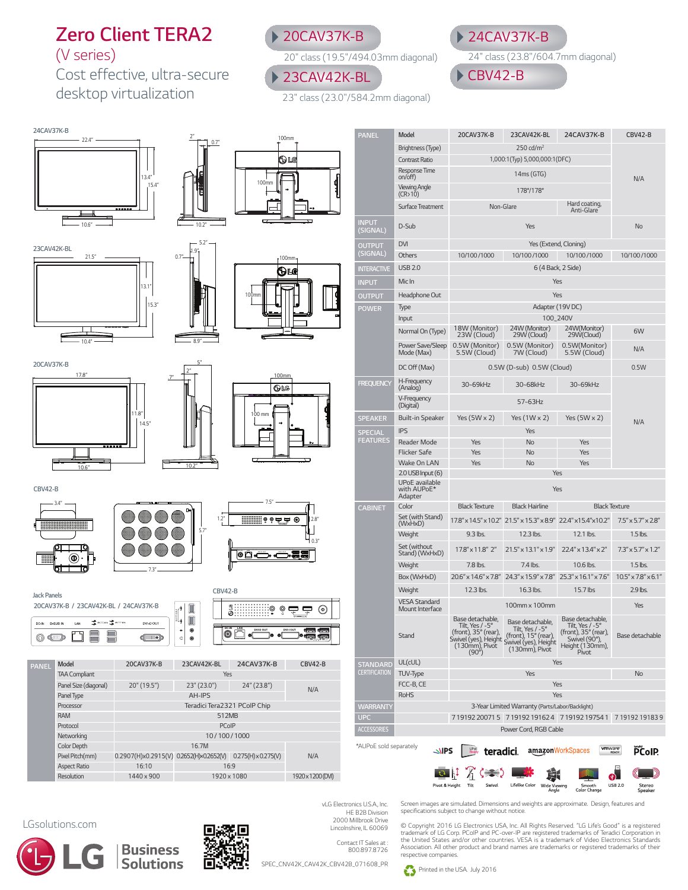# Zero Client TERA2

(V series)

Cost effective, ultra-secure desktop virtualization

## 20CAV37K-B

20" class (19.5"/494.03mm diagonal)

## 23CAV42K-BL

23" class (23.0"/584.2mm diagonal)

## 24CAV37K-B

24" class (23.8"/604.7mm diagonal)

## CBV42-B

24CAV37K-B

22.4"
13.4"
15.4"
10.6"
2"
0.7"
10.2"
100mm
100mm

23CAV42K-BL

21.5"
13.1"
15.3"
10.4"
5.2"
0.7"
1.9"
8.9"
100mm
100mm

20CAV37K-B

17.8"
11.8"
14.5"
10.6"
5"
2"
7"
10.2"
100mm
100 mm

CBV42-B

3.4"
5.7"
7.3"
7.5"
1.2"
2.8"
0.3"

Jack Panels

20CAV37K-B / 23CAV42K-BL / 24CAV37K-B

DC-IN D-SUB IN LAN DVI-D OUT

CBV42-B

| PANEL | Model | 20CAV37K-B | 23CAV42K-BL | 24CAV37K-B | CBV42-B |
|---|---|---|---|---|---|
| | TAA Compliant | Yes | | | |
| | Panel Size (diagonal) | 20" (19.5") | 23" (23.0") | 24" (23.8") | N/A |
| | Panel Type | AH-IPS | | | |
| | Processor | Teradici Tera2321 PCoIP Chip | | | |
| | RAM | 512MB | | | |
| | Protocol | PCoIP | | | |
| | Networking | 10 / 100 / 1000 | | | |
| | Color Depth | 16.7M | | | N/A |
| | Pixel Pitch(mm) | 0.2907(H)x0.2915(V) | 0.2652(H)x0.2652(V) | 0.275(H) x 0.275(V) | |
| | Aspect Ratio | 16:10 | 16:9 | | |
| | Resolution | 1440 x 900 | 1920 x 1080 | | 1920 x 1200 (DM) |

| | Model | 20CAV37K-B | 23CAV42K-BL | 24CAV37K-B | CBV42-B |
|---|---|---|---|---|---|
| PANEL | Brightness (Type) | 250 cd/m² | | | N/A |
| | Contrast Ratio | 1,000:1 (Typ) 5,000,000:1 (DFC) | | | |
| | Response Time on/off) | 14ms (GTG) | | | |
| | Viewing Angle (CR>10) | 178°/178° | | | |
| | Surface Treatment | Non-Glare | | Hard coating, Anti-Glare | |
| INPUT (SIGNAL) | D-Sub | Yes | | | No |
| OUTPUT (SIGNAL) | DVI | Yes (Extend, Cloning) | | | |
| | Others | 10/100/1000 | 10/100/1000 | 10/100/1000 | 10/100/1000 |
| INTERACTIVE | USB 2.0 | 6 (4 Back, 2 Side) | | | |
| INPUT | Mic In | Yes | | | |
| OUTPUT | Headphone Out | Yes | | | |
| POWER | Type | Adapter (19V DC) | | | |
| | Input | 100_240V | | | |
| | Normal On (Type) | 18W (Monitor) 23W (Cloud) | 24W (Monitor) 29W (Cloud) | 24W(Monitor) 29W(Cloud) | 6W |
| | Power Save/Sleep Mode (Max) | 0.5W (Monitor) 5.5W (Cloud) | 0.5W (Monitor) 7W (Cloud) | 0.5W(Monitor) 5.5W (Cloud) | N/A |
| | DC Off (Max) | 0.5W (D-sub) 0.5W (Cloud) | | | 0.5W |
| FREQUENCY | H-Frequency (Analog) | 30~69kHz | 30~68kHz | 30~69kHz | N/A |
| | V-Frequency (Digital) | 57~63Hz | | | |
| SPEAKER | Built-in Speaker | Yes (5W x 2) | Yes (1W x 2) | Yes (5W x 2) | |
| SPECIAL FEATURES | IPS | Yes | | | |
| | Reader Mode | Yes | No | Yes | |
| | Flicker Safe | Yes | No | Yes | |
| | Wake On LAN | Yes | No | Yes | |
| | 2.0 USB Input (6) | Yes | | | |
| | UPoE available with AUPoE* Adapter | Yes | | | |
| CABINET | Color | Black Texture | Black Hairline | Black Texture | |
| | Set (with Stand) (WxHxD) | 17.8" x 14.5" x 10.2" | 21.5" x 15.3" x 8.9" | 22.4" x 15.4"x10.2" | 7.5" x 5.7" x 2.8" |
| | Weight | 9.3 lbs. | 12.3 lbs. | 12.1 lbs. | 1.5 lbs. |
| | Set (without Stand) (WxHxD) | 17.8" x 11.8" 2" | 21.5" x 13.1" x 1.9" | 22.4" x 13.4" x 2" | 7.3" x 5.7" x 1.2" |
| | Weight | 7.8 lbs. | 7.4 lbs. | 10.6 lbs. | 1.5 lbs. |
| | Box (WxHxD) | 20.6" x 14.6" x 7.8" | 24.3" x 15.9" x 7.8" | 25.3" x 16.1" x 7.6" | 10.5" x 7.8" x 6.1" |
| | Weight | 12.3 lbs. | 16.3 lbs. | 15.7 lbs | 2.9 lbs. |
| | VESA Standard Mount Interface | 100mm x 100mm | | | Yes |
| | Stand | Base detachable, Tilt, Yes / -5° (front), 35° (rear), Swivel (yes), Height (130mm), Pivot (90°) | Base detachable, Tilt, Yes / -5° (front), 15° (rear), Swivel (yes), Height (130mm), Pivot | Base detachable, Tilt, Yes / -5° (front), 35° (rear), Swivel (90°), Height (130mm), Pivot | Base detachable |
| STANDARD CERTIFICATION | UL(cUL) | Yes | | | |
| | TUV-Type | Yes | | | No |
| | FCC-B, CE | Yes | | | |
| | RoHS | Yes | | | |
| WARRANTY | | 3-Year Limited Warranty (Parts/Labor/Backlight) | | | |
| UPC | | 7 19192 20071 5 | 7 19192 19162 4 | 7 19192 19754 1 | 7 19192 19183 9 |
| ACCESSORIES | | Power Cord, RGB Cable | | | |

*AUPoE sold separately

IPS · teradici · amazon WorkSpaces · vmware READY · PCoIP

Pivot & Height · Tilt · Swivel · Lifelike Color · Wide Viewing Angle · Smooth Color Change · USB 2.0 · Stereo Speaker

LGsolutions.com

LG Business Solutions

vLG Electronics U.S.A., Inc.
HE B2B Division
2000 Millbrook Drive
Lincolnshire, IL 60069

Contact IT Sales at :
800.897.8726

SPEC_CNV42K_CAV42K_CBV42B_071608_PR

Screen images are simulated. Dimensions and weights are approximate. Design, features and specifications subject to change without notice.

© Copyright 2016 LG Electronics USA, Inc. All Rights Reserved. "LG Life's Good" is a registered trademark of LG Corp. PCoIP and PC-over-IP are registered trademarks of Teradici Corporation in the United States and/or other countries. VESA is a trademark of Video Electronics Standards Association. All other product and brand names are trademarks or registered trademarks of their respective companies.

Printed in the USA. July 2016